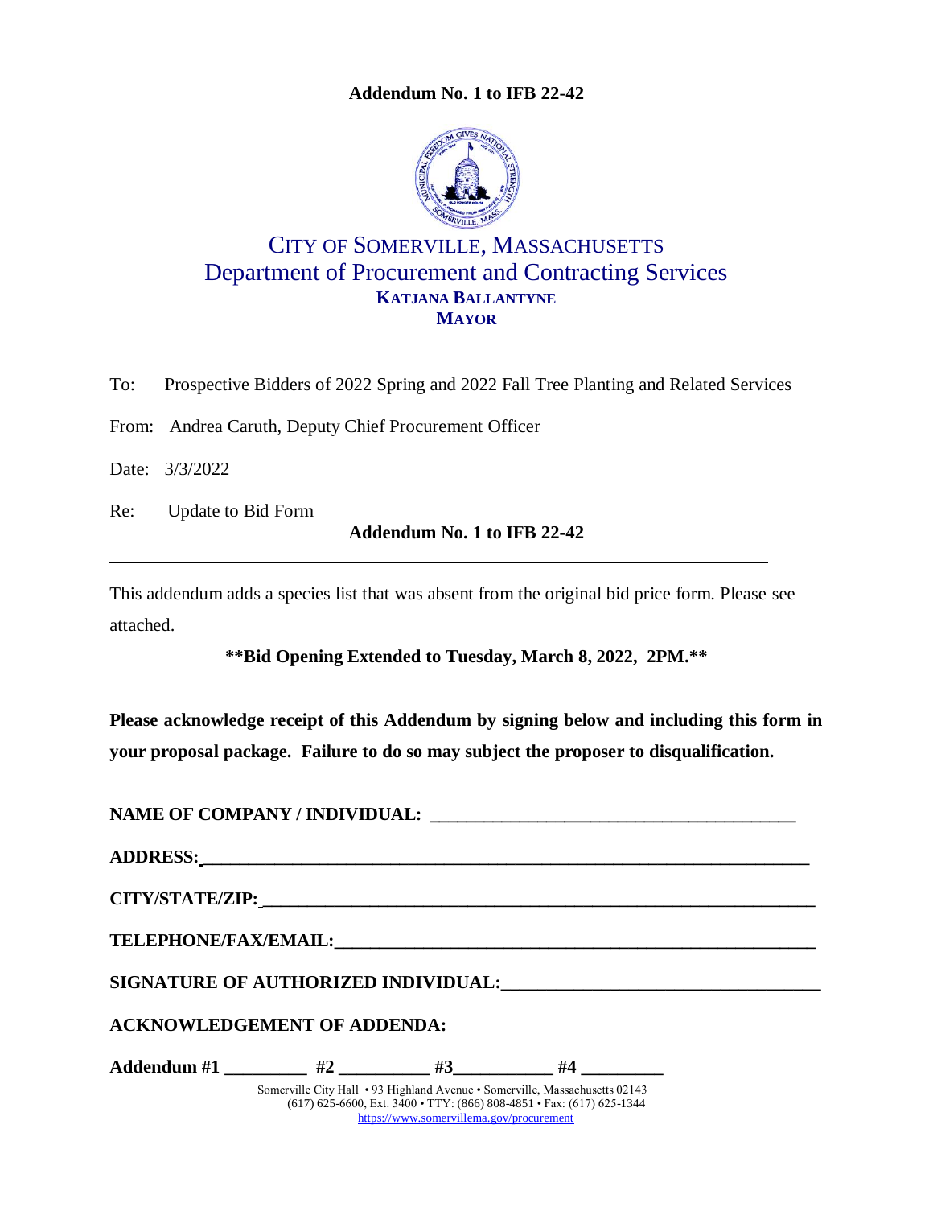**Addendum No. 1 to IFB 22-42**

# CITY OF SOMERVILLE, MASSACHUSETTS
## Department of Procurement and Contracting Services
**KATJANA BALLANTYNE**
**MAYOR**

To: Prospective Bidders of 2022 Spring and 2022 Fall Tree Planting and Related Services

From: Andrea Caruth, Deputy Chief Procurement Officer

Date: 3/3/2022

Re: Update to Bid Form

**Addendum No. 1 to IFB 22-42**

---

This addendum adds a species list that was absent from the original bid price form. Please see attached.

**\*\*Bid Opening Extended to Tuesday, March 8, 2022, 2PM.\*\***

**Please acknowledge receipt of this Addendum by signing below and including this form in your proposal package. Failure to do so may subject the proposer to disqualification.**

**NAME OF COMPANY / INDIVIDUAL: \_\_\_\_\_\_\_\_\_\_\_\_\_\_\_\_\_\_\_\_\_\_\_\_\_\_\_\_\_\_\_\_\_\_\_\_\_\_\_\_**

**ADDRESS: \_\_\_\_\_\_\_\_\_\_\_\_\_\_\_\_\_\_\_\_\_\_\_\_\_\_\_\_\_\_\_\_\_\_\_\_\_\_\_\_\_\_\_\_\_\_\_\_\_\_\_\_\_\_\_\_\_\_\_\_\_\_\_\_**

**CITY/STATE/ZIP: \_\_\_\_\_\_\_\_\_\_\_\_\_\_\_\_\_\_\_\_\_\_\_\_\_\_\_\_\_\_\_\_\_\_\_\_\_\_\_\_\_\_\_\_\_\_\_\_\_\_\_\_\_\_\_\_\_\_\_**

**TELEPHONE/FAX/EMAIL: \_\_\_\_\_\_\_\_\_\_\_\_\_\_\_\_\_\_\_\_\_\_\_\_\_\_\_\_\_\_\_\_\_\_\_\_\_\_\_\_\_\_\_\_\_\_\_\_\_\_\_\_\_**

**SIGNATURE OF AUTHORIZED INDIVIDUAL: \_\_\_\_\_\_\_\_\_\_\_\_\_\_\_\_\_\_\_\_\_\_\_\_\_\_\_\_\_\_\_\_\_\_\_\_**

**ACKNOWLEDGEMENT OF ADDENDA:**

**Addendum #1 \_\_\_\_\_\_\_\_\_ #2 \_\_\_\_\_\_\_\_\_\_ #3 \_\_\_\_\_\_\_\_\_\_\_ #4 \_\_\_\_\_\_\_\_\_**

Somerville City Hall • 93 Highland Avenue • Somerville, Massachusetts 02143
(617) 625-6600, Ext. 3400 • TTY: (866) 808-4851 • Fax: (617) 625-1344
https://www.somervillema.gov/procurement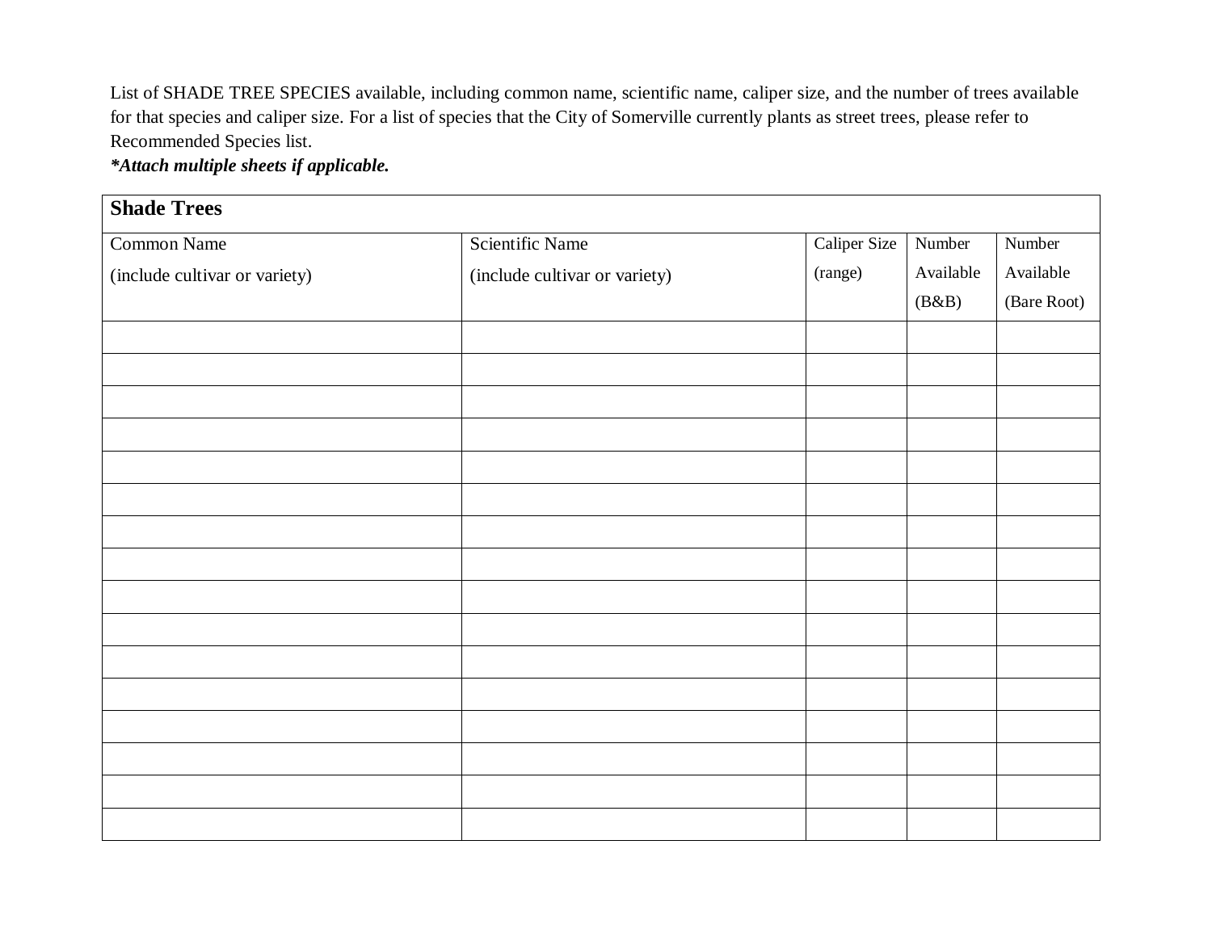List of SHADE TREE SPECIES available, including common name, scientific name, caliper size, and the number of trees available for that species and caliper size. For a list of species that the City of Somerville currently plants as street trees, please refer to Recommended Species list.

***Attach multiple sheets if applicable.***

| **Shade Trees** | | | | |
|---|---|---|---|---|
| Common Name (include cultivar or variety) | Scientific Name (include cultivar or variety) | Caliper Size (range) | Number Available (B&B) | Number Available (Bare Root) |
| | | | | |
| | | | | |
| | | | | |
| | | | | |
| | | | | |
| | | | | |
| | | | | |
| | | | | |
| | | | | |
| | | | | |
| | | | | |
| | | | | |
| | | | | |
| | | | | |
| | | | | |
| | | | | |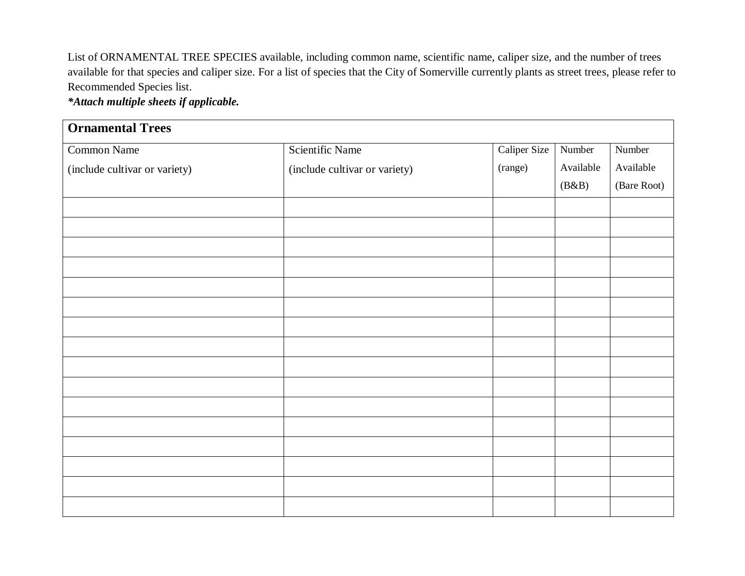List of ORNAMENTAL TREE SPECIES available, including common name, scientific name, caliper size, and the number of trees available for that species and caliper size. For a list of species that the City of Somerville currently plants as street trees, please refer to Recommended Species list.

***Attach multiple sheets if applicable.***

| **Ornamental Trees** | | | | |
|---|---|---|---|---|
| Common Name (include cultivar or variety) | Scientific Name (include cultivar or variety) | Caliper Size (range) | Number Available (B&B) | Number Available (Bare Root) |
| | | | | |
| | | | | |
| | | | | |
| | | | | |
| | | | | |
| | | | | |
| | | | | |
| | | | | |
| | | | | |
| | | | | |
| | | | | |
| | | | | |
| | | | | |
| | | | | |
| | | | | |
| | | | | |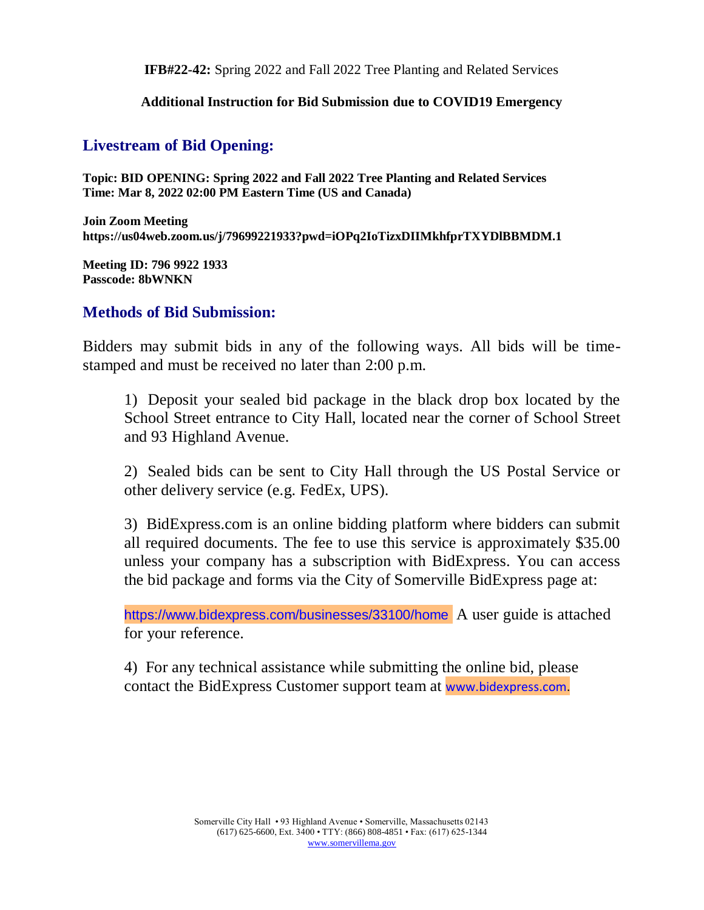**IFB#22-42:** Spring 2022 and Fall 2022 Tree Planting and Related Services

**Additional Instruction for Bid Submission due to COVID19 Emergency**

## Livestream of Bid Opening:

**Topic: BID OPENING: Spring 2022 and Fall 2022 Tree Planting and Related Services**
**Time: Mar 8, 2022 02:00 PM Eastern Time (US and Canada)**

**Join Zoom Meeting**
**https://us04web.zoom.us/j/79699221933?pwd=iOPq2IoTizxDIIMkhfprTXYDlBBMDM.1**

**Meeting ID: 796 9922 1933**
**Passcode: 8bWNKN**

## Methods of Bid Submission:

Bidders may submit bids in any of the following ways. All bids will be time-stamped and must be received no later than 2:00 p.m.

1) Deposit your sealed bid package in the black drop box located by the School Street entrance to City Hall, located near the corner of School Street and 93 Highland Avenue.

2) Sealed bids can be sent to City Hall through the US Postal Service or other delivery service (e.g. FedEx, UPS).

3) BidExpress.com is an online bidding platform where bidders can submit all required documents. The fee to use this service is approximately $35.00 unless your company has a subscription with BidExpress. You can access the bid package and forms via the City of Somerville BidExpress page at:

https://www.bidexpress.com/businesses/33100/home A user guide is attached for your reference.

4) For any technical assistance while submitting the online bid, please contact the BidExpress Customer support team at www.bidexpress.com.

Somerville City Hall • 93 Highland Avenue • Somerville, Massachusetts 02143
(617) 625-6600, Ext. 3400 • TTY: (866) 808-4851 • Fax: (617) 625-1344
www.somervillema.gov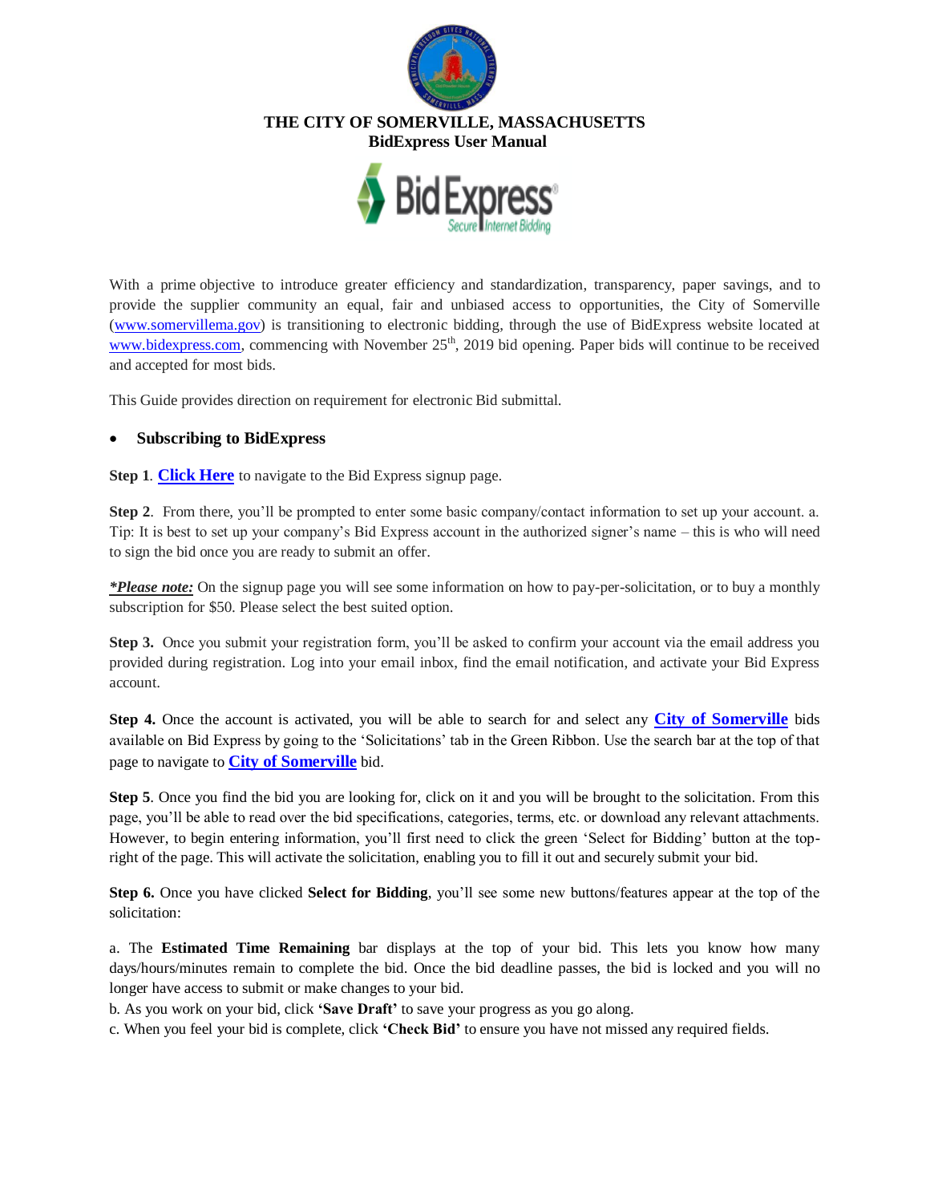**THE CITY OF SOMERVILLE, MASSACHUSETTS**
**BidExpress User Manual**

With a prime objective to introduce greater efficiency and standardization, transparency, paper savings, and to provide the supplier community an equal, fair and unbiased access to opportunities, the City of Somerville (www.somervillema.gov) is transitioning to electronic bidding, through the use of BidExpress website located at www.bidexpress.com, commencing with November 25th, 2019 bid opening. Paper bids will continue to be received and accepted for most bids.

This Guide provides direction on requirement for electronic Bid submittal.

- **Subscribing to BidExpress**

**Step 1**. **Click Here** to navigate to the Bid Express signup page.

**Step 2**. From there, you'll be prompted to enter some basic company/contact information to set up your account. a. Tip: It is best to set up your company's Bid Express account in the authorized signer's name – this is who will need to sign the bid once you are ready to submit an offer.

***Please note:*** On the signup page you will see some information on how to pay-per-solicitation, or to buy a monthly subscription for $50. Please select the best suited option.

**Step 3.** Once you submit your registration form, you'll be asked to confirm your account via the email address you provided during registration. Log into your email inbox, find the email notification, and activate your Bid Express account.

**Step 4.** Once the account is activated, you will be able to search for and select any **City of Somerville** bids available on Bid Express by going to the 'Solicitations' tab in the Green Ribbon. Use the search bar at the top of that page to navigate to **City of Somerville** bid.

**Step 5**. Once you find the bid you are looking for, click on it and you will be brought to the solicitation. From this page, you'll be able to read over the bid specifications, categories, terms, etc. or download any relevant attachments. However, to begin entering information, you'll first need to click the green 'Select for Bidding' button at the top-right of the page. This will activate the solicitation, enabling you to fill it out and securely submit your bid.

**Step 6.** Once you have clicked **Select for Bidding**, you'll see some new buttons/features appear at the top of the solicitation:

a. The **Estimated Time Remaining** bar displays at the top of your bid. This lets you know how many days/hours/minutes remain to complete the bid. Once the bid deadline passes, the bid is locked and you will no longer have access to submit or make changes to your bid.
b. As you work on your bid, click **'Save Draft'** to save your progress as you go along.
c. When you feel your bid is complete, click **'Check Bid'** to ensure you have not missed any required fields.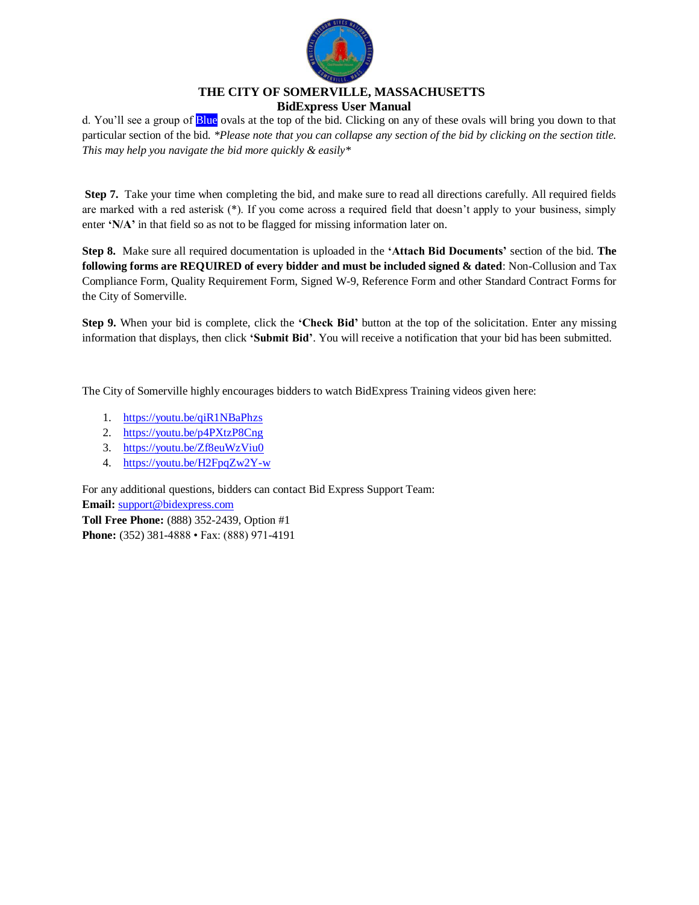d. You'll see a group of Blue ovals at the top of the bid. Clicking on any of these ovals will bring you down to that particular section of the bid. *\*Please note that you can collapse any section of the bid by clicking on the section title. This may help you navigate the bid more quickly & easily\**

**Step 7.** Take your time when completing the bid, and make sure to read all directions carefully. All required fields are marked with a red asterisk (*). If you come across a required field that doesn't apply to your business, simply enter **'N/A'** in that field so as not to be flagged for missing information later on.

**Step 8.** Make sure all required documentation is uploaded in the **'Attach Bid Documents'** section of the bid. **The following forms are REQUIRED of every bidder and must be included signed & dated**: Non-Collusion and Tax Compliance Form, Quality Requirement Form, Signed W-9, Reference Form and other Standard Contract Forms for the City of Somerville.

**Step 9.** When your bid is complete, click the **'Check Bid'** button at the top of the solicitation. Enter any missing information that displays, then click **'Submit Bid'**. You will receive a notification that your bid has been submitted.

The City of Somerville highly encourages bidders to watch BidExpress Training videos given here:

1. https://youtu.be/qiR1NBaPhzs
2. https://youtu.be/p4PXtzP8Cng
3. https://youtu.be/Zf8euWzViu0
4. https://youtu.be/H2FpqZw2Y-w

For any additional questions, bidders can contact Bid Express Support Team:
**Email:** support@bidexpress.com
**Toll Free Phone:** (888) 352-2439, Option #1
**Phone:** (352) 381-4888 • Fax: (888) 971-4191